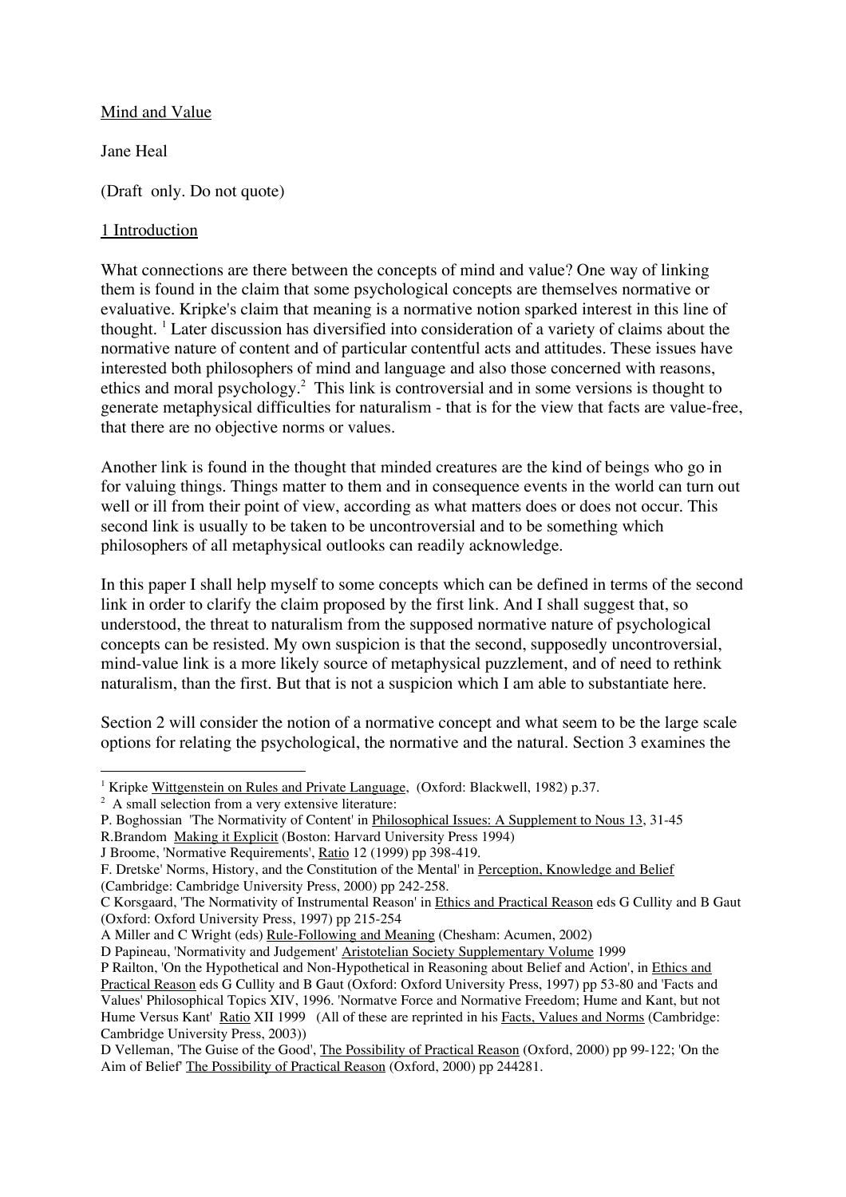Mind and Value

Jane Heal

(Draft only. Do not quote)

## 1 Introduction

What connections are there between the concepts of mind and value? One way of linking them is found in the claim that some psychological concepts are themselves normative or evaluative. Kripke's claim that meaning is a normative notion sparked interest in this line of thought. [1] Later discussion has diversified into consideration of a variety of claims about the normative nature of content and of particular contentful acts and attitudes. These issues have interested both philosophers of mind and language and also those concerned with reasons, ethics and moral psychology.[2] This link is controversial and in some versions is thought to generate metaphysical difficulties for naturalism - that is for the view that facts are value-free, that there are no objective norms or values.

Another link is found in the thought that minded creatures are the kind of beings who go in for valuing things. Things matter to them and in consequence events in the world can turn out well or ill from their point of view, according as what matters does or does not occur. This second link is usually to be taken to be uncontroversial and to be something which philosophers of all metaphysical outlooks can readily acknowledge.

In this paper I shall help myself to some concepts which can be defined in terms of the second link in order to clarify the claim proposed by the first link. And I shall suggest that, so understood, the threat to naturalism from the supposed normative nature of psychological concepts can be resisted. My own suspicion is that the second, supposedly uncontroversial, mind-value link is a more likely source of metaphysical puzzlement, and of need to rethink naturalism, than the first. But that is not a suspicion which I am able to substantiate here.

Section 2 will consider the notion of a normative concept and what seem to be the large scale options for relating the psychological, the normative and the natural. Section 3 examines the

---

[1] Kripke Wittgenstein on Rules and Private Language, (Oxford: Blackwell, 1982) p.37.

[2] A small selection from a very extensive literature:

P. Boghossian 'The Normativity of Content' in Philosophical Issues: A Supplement to Nous 13, 31-45

R.Brandom Making it Explicit (Boston: Harvard University Press 1994)

J Broome, 'Normative Requirements', Ratio 12 (1999) pp 398-419.

F. Dretske' Norms, History, and the Constitution of the Mental' in Perception, Knowledge and Belief (Cambridge: Cambridge University Press, 2000) pp 242-258.

C Korsgaard, 'The Normativity of Instrumental Reason' in Ethics and Practical Reason eds G Cullity and B Gaut (Oxford: Oxford University Press, 1997) pp 215-254

A Miller and C Wright (eds) Rule-Following and Meaning (Chesham: Acumen, 2002)

D Papineau, 'Normativity and Judgement' Aristotelian Society Supplementary Volume 1999

P Railton, 'On the Hypothetical and Non-Hypothetical in Reasoning about Belief and Action', in Ethics and Practical Reason eds G Cullity and B Gaut (Oxford: Oxford University Press, 1997) pp 53-80 and 'Facts and Values' Philosophical Topics XIV, 1996. 'Normatve Force and Normative Freedom; Hume and Kant, but not Hume Versus Kant' Ratio XII 1999 (All of these are reprinted in his Facts, Values and Norms (Cambridge: Cambridge University Press, 2003))

D Velleman, 'The Guise of the Good', The Possibility of Practical Reason (Oxford, 2000) pp 99-122; 'On the Aim of Belief' The Possibility of Practical Reason (Oxford, 2000) pp 244281.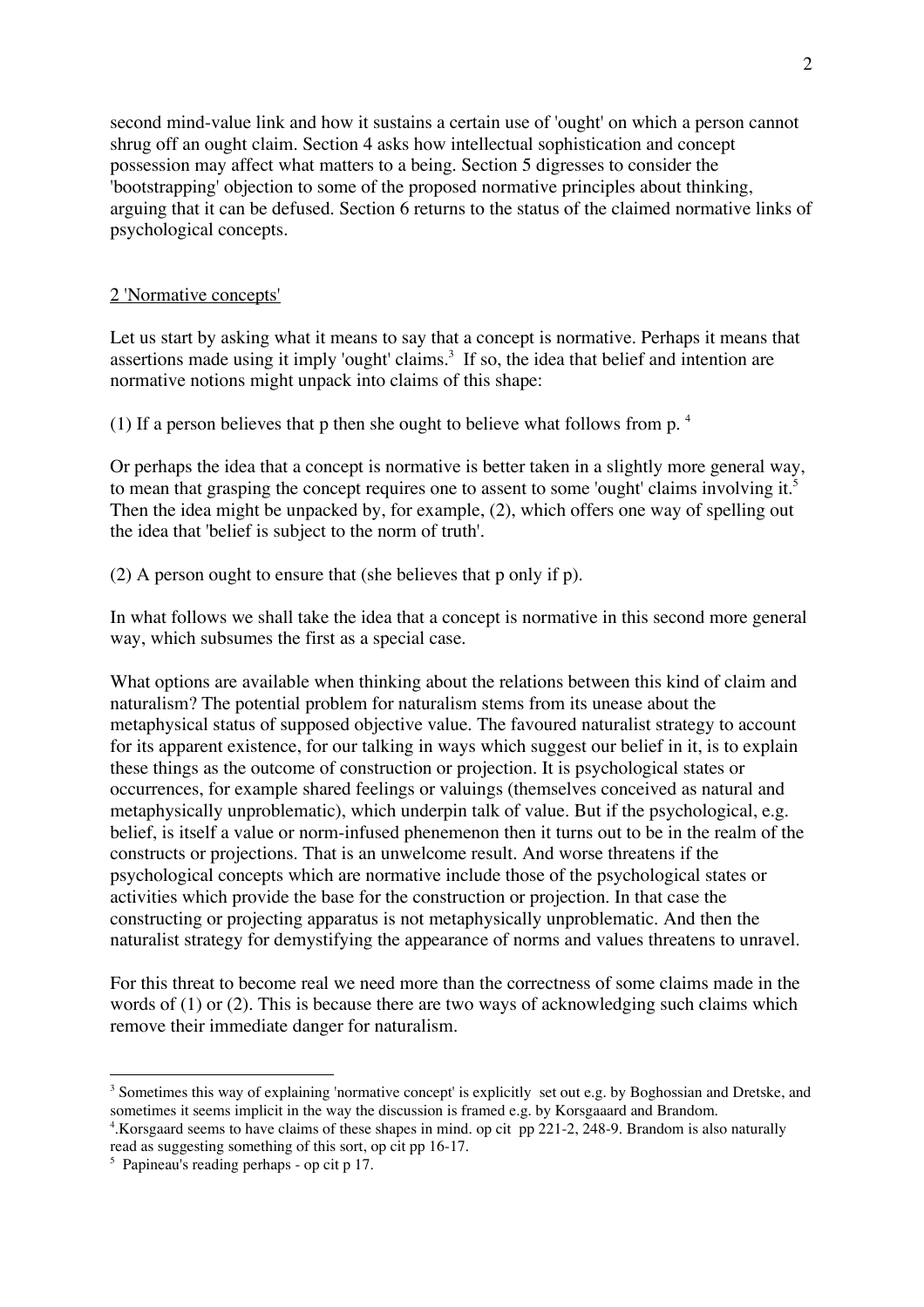second mind-value link and how it sustains a certain use of 'ought' on which a person cannot shrug off an ought claim. Section 4 asks how intellectual sophistication and concept possession may affect what matters to a being. Section 5 digresses to consider the 'bootstrapping' objection to some of the proposed normative principles about thinking, arguing that it can be defused. Section 6 returns to the status of the claimed normative links of psychological concepts.

## 2 'Normative concepts'

Let us start by asking what it means to say that a concept is normative. Perhaps it means that assertions made using it imply 'ought' claims.[3] If so, the idea that belief and intention are normative notions might unpack into claims of this shape:

(1) If a person believes that p then she ought to believe what follows from p. [4]

Or perhaps the idea that a concept is normative is better taken in a slightly more general way, to mean that grasping the concept requires one to assent to some 'ought' claims involving it.[5] Then the idea might be unpacked by, for example, (2), which offers one way of spelling out the idea that 'belief is subject to the norm of truth'.

(2) A person ought to ensure that (she believes that p only if p).

In what follows we shall take the idea that a concept is normative in this second more general way, which subsumes the first as a special case.

What options are available when thinking about the relations between this kind of claim and naturalism? The potential problem for naturalism stems from its unease about the metaphysical status of supposed objective value. The favoured naturalist strategy to account for its apparent existence, for our talking in ways which suggest our belief in it, is to explain these things as the outcome of construction or projection. It is psychological states or occurrences, for example shared feelings or valuings (themselves conceived as natural and metaphysically unproblematic), which underpin talk of value. But if the psychological, e.g. belief, is itself a value or norm-infused phenemenon then it turns out to be in the realm of the constructs or projections. That is an unwelcome result. And worse threatens if the psychological concepts which are normative include those of the psychological states or activities which provide the base for the construction or projection. In that case the constructing or projecting apparatus is not metaphysically unproblematic. And then the naturalist strategy for demystifying the appearance of norms and values threatens to unravel.

For this threat to become real we need more than the correctness of some claims made in the words of (1) or (2). This is because there are two ways of acknowledging such claims which remove their immediate danger for naturalism.

---

[3] Sometimes this way of explaining 'normative concept' is explicitly set out e.g. by Boghossian and Dretske, and sometimes it seems implicit in the way the discussion is framed e.g. by Korsgaaard and Brandom.

[4] Korsgaard seems to have claims of these shapes in mind. op cit pp 221-2, 248-9. Brandom is also naturally read as suggesting something of this sort, op cit pp 16-17.

[5] Papineau's reading perhaps - op cit p 17.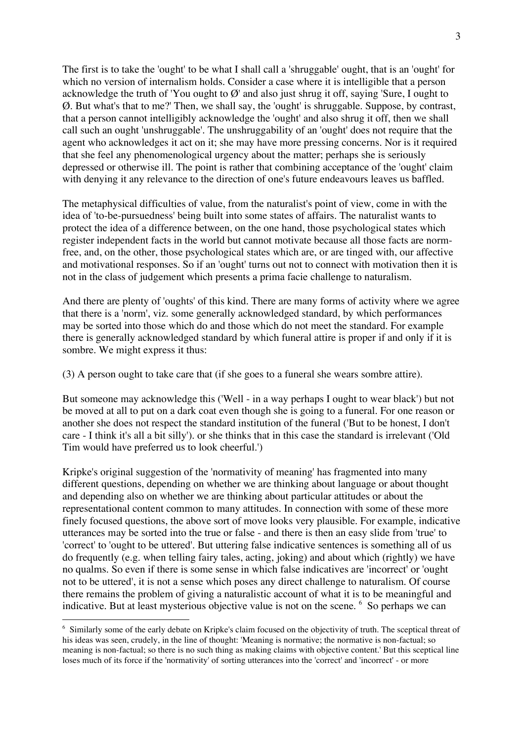The first is to take the 'ought' to be what I shall call a 'shruggable' ought, that is an 'ought' for which no version of internalism holds. Consider a case where it is intelligible that a person acknowledge the truth of 'You ought to Ø' and also just shrug it off, saying 'Sure, I ought to Ø. But what's that to me?' Then, we shall say, the 'ought' is shruggable. Suppose, by contrast, that a person cannot intelligibly acknowledge the 'ought' and also shrug it off, then we shall call such an ought 'unshruggable'. The unshruggability of an 'ought' does not require that the agent who acknowledges it act on it; she may have more pressing concerns. Nor is it required that she feel any phenomenological urgency about the matter; perhaps she is seriously depressed or otherwise ill. The point is rather that combining acceptance of the 'ought' claim with denying it any relevance to the direction of one's future endeavours leaves us baffled.

The metaphysical difficulties of value, from the naturalist's point of view, come in with the idea of 'to-be-pursuedness' being built into some states of affairs. The naturalist wants to protect the idea of a difference between, on the one hand, those psychological states which register independent facts in the world but cannot motivate because all those facts are norm-free, and, on the other, those psychological states which are, or are tinged with, our affective and motivational responses. So if an 'ought' turns out not to connect with motivation then it is not in the class of judgement which presents a prima facie challenge to naturalism.

And there are plenty of 'oughts' of this kind. There are many forms of activity where we agree that there is a 'norm', viz. some generally acknowledged standard, by which performances may be sorted into those which do and those which do not meet the standard. For example there is generally acknowledged standard by which funeral attire is proper if and only if it is sombre. We might express it thus:

(3) A person ought to take care that (if she goes to a funeral she wears sombre attire).

But someone may acknowledge this ('Well - in a way perhaps I ought to wear black') but not be moved at all to put on a dark coat even though she is going to a funeral. For one reason or another she does not respect the standard institution of the funeral ('But to be honest, I don't care - I think it's all a bit silly'). or she thinks that in this case the standard is irrelevant ('Old Tim would have preferred us to look cheerful.')

Kripke's original suggestion of the 'normativity of meaning' has fragmented into many different questions, depending on whether we are thinking about language or about thought and depending also on whether we are thinking about particular attitudes or about the representational content common to many attitudes. In connection with some of these more finely focused questions, the above sort of move looks very plausible. For example, indicative utterances may be sorted into the true or false - and there is then an easy slide from 'true' to 'correct' to 'ought to be uttered'. But uttering false indicative sentences is something all of us do frequently (e.g. when telling fairy tales, acting, joking) and about which (rightly) we have no qualms. So even if there is some sense in which false indicatives are 'incorrect' or 'ought not to be uttered', it is not a sense which poses any direct challenge to naturalism. Of course there remains the problem of giving a naturalistic account of what it is to be meaningful and indicative. But at least mysterious objective value is not on the scene. [6] So perhaps we can

[6] Similarly some of the early debate on Kripke's claim focused on the objectivity of truth. The sceptical threat of his ideas was seen, crudely, in the line of thought: 'Meaning is normative; the normative is non-factual; so meaning is non-factual; so there is no such thing as making claims with objective content.' But this sceptical line loses much of its force if the 'normativity' of sorting utterances into the 'correct' and 'incorrect' - or more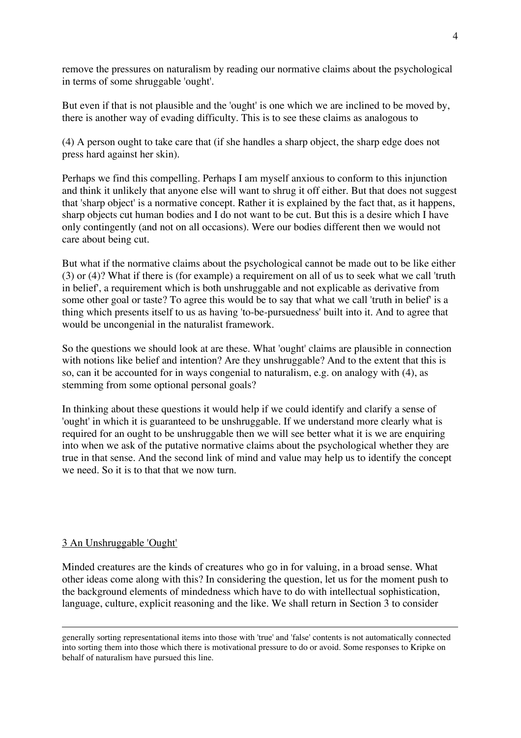remove the pressures on naturalism by reading our normative claims about the psychological in terms of some shruggable 'ought'.

But even if that is not plausible and the 'ought' is one which we are inclined to be moved by, there is another way of evading difficulty. This is to see these claims as analogous to

(4) A person ought to take care that (if she handles a sharp object, the sharp edge does not press hard against her skin).

Perhaps we find this compelling. Perhaps I am myself anxious to conform to this injunction and think it unlikely that anyone else will want to shrug it off either. But that does not suggest that 'sharp object' is a normative concept. Rather it is explained by the fact that, as it happens, sharp objects cut human bodies and I do not want to be cut. But this is a desire which I have only contingently (and not on all occasions). Were our bodies different then we would not care about being cut.

But what if the normative claims about the psychological cannot be made out to be like either (3) or (4)? What if there is (for example) a requirement on all of us to seek what we call 'truth in belief', a requirement which is both unshruggable and not explicable as derivative from some other goal or taste? To agree this would be to say that what we call 'truth in belief' is a thing which presents itself to us as having 'to-be-pursuedness' built into it. And to agree that would be uncongenial in the naturalist framework.

So the questions we should look at are these. What 'ought' claims are plausible in connection with notions like belief and intention? Are they unshruggable? And to the extent that this is so, can it be accounted for in ways congenial to naturalism, e.g. on analogy with (4), as stemming from some optional personal goals?

In thinking about these questions it would help if we could identify and clarify a sense of 'ought' in which it is guaranteed to be unshruggable. If we understand more clearly what is required for an ought to be unshruggable then we will see better what it is we are enquiring into when we ask of the putative normative claims about the psychological whether they are true in that sense. And the second link of mind and value may help us to identify the concept we need. So it is to that that we now turn.

## 3 An Unshruggable 'Ought'

Minded creatures are the kinds of creatures who go in for valuing, in a broad sense. What other ideas come along with this? In considering the question, let us for the moment push to the background elements of mindedness which have to do with intellectual sophistication, language, culture, explicit reasoning and the like. We shall return in Section 3 to consider

---

generally sorting representational items into those with 'true' and 'false' contents is not automatically connected into sorting them into those which there is motivational pressure to do or avoid. Some responses to Kripke on behalf of naturalism have pursued this line.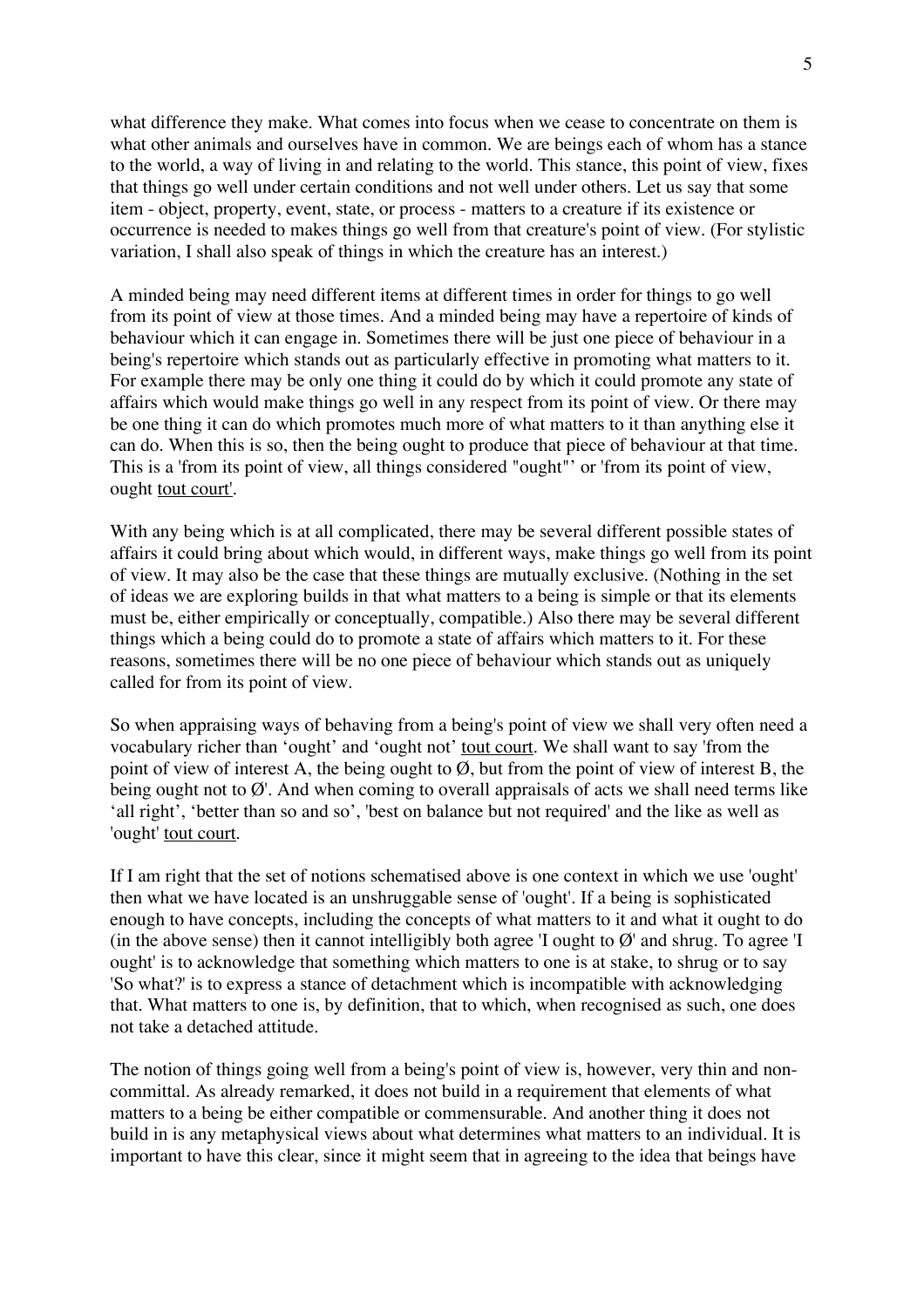what difference they make. What comes into focus when we cease to concentrate on them is what other animals and ourselves have in common. We are beings each of whom has a stance to the world, a way of living in and relating to the world. This stance, this point of view, fixes that things go well under certain conditions and not well under others. Let us say that some item - object, property, event, state, or process - matters to a creature if its existence or occurrence is needed to makes things go well from that creature's point of view. (For stylistic variation, I shall also speak of things in which the creature has an interest.)

A minded being may need different items at different times in order for things to go well from its point of view at those times. And a minded being may have a repertoire of kinds of behaviour which it can engage in. Sometimes there will be just one piece of behaviour in a being's repertoire which stands out as particularly effective in promoting what matters to it. For example there may be only one thing it could do by which it could promote any state of affairs which would make things go well in any respect from its point of view. Or there may be one thing it can do which promotes much more of what matters to it than anything else it can do. When this is so, then the being ought to produce that piece of behaviour at that time. This is a 'from its point of view, all things considered "ought"' or 'from its point of view, ought <u>tout court</u>'.

With any being which is at all complicated, there may be several different possible states of affairs it could bring about which would, in different ways, make things go well from its point of view. It may also be the case that these things are mutually exclusive. (Nothing in the set of ideas we are exploring builds in that what matters to a being is simple or that its elements must be, either empirically or conceptually, compatible.) Also there may be several different things which a being could do to promote a state of affairs which matters to it. For these reasons, sometimes there will be no one piece of behaviour which stands out as uniquely called for from its point of view.

So when appraising ways of behaving from a being's point of view we shall very often need a vocabulary richer than 'ought' and 'ought not' <u>tout court</u>. We shall want to say 'from the point of view of interest A, the being ought to Ø, but from the point of view of interest B, the being ought not to Ø'. And when coming to overall appraisals of acts we shall need terms like 'all right', 'better than so and so', 'best on balance but not required' and the like as well as 'ought' <u>tout court</u>.

If I am right that the set of notions schematised above is one context in which we use 'ought' then what we have located is an unshruggable sense of 'ought'. If a being is sophisticated enough to have concepts, including the concepts of what matters to it and what it ought to do (in the above sense) then it cannot intelligibly both agree 'I ought to Ø' and shrug. To agree 'I ought' is to acknowledge that something which matters to one is at stake, to shrug or to say 'So what?' is to express a stance of detachment which is incompatible with acknowledging that. What matters to one is, by definition, that to which, when recognised as such, one does not take a detached attitude.

The notion of things going well from a being's point of view is, however, very thin and non-committal. As already remarked, it does not build in a requirement that elements of what matters to a being be either compatible or commensurable. And another thing it does not build in is any metaphysical views about what determines what matters to an individual. It is important to have this clear, since it might seem that in agreeing to the idea that beings have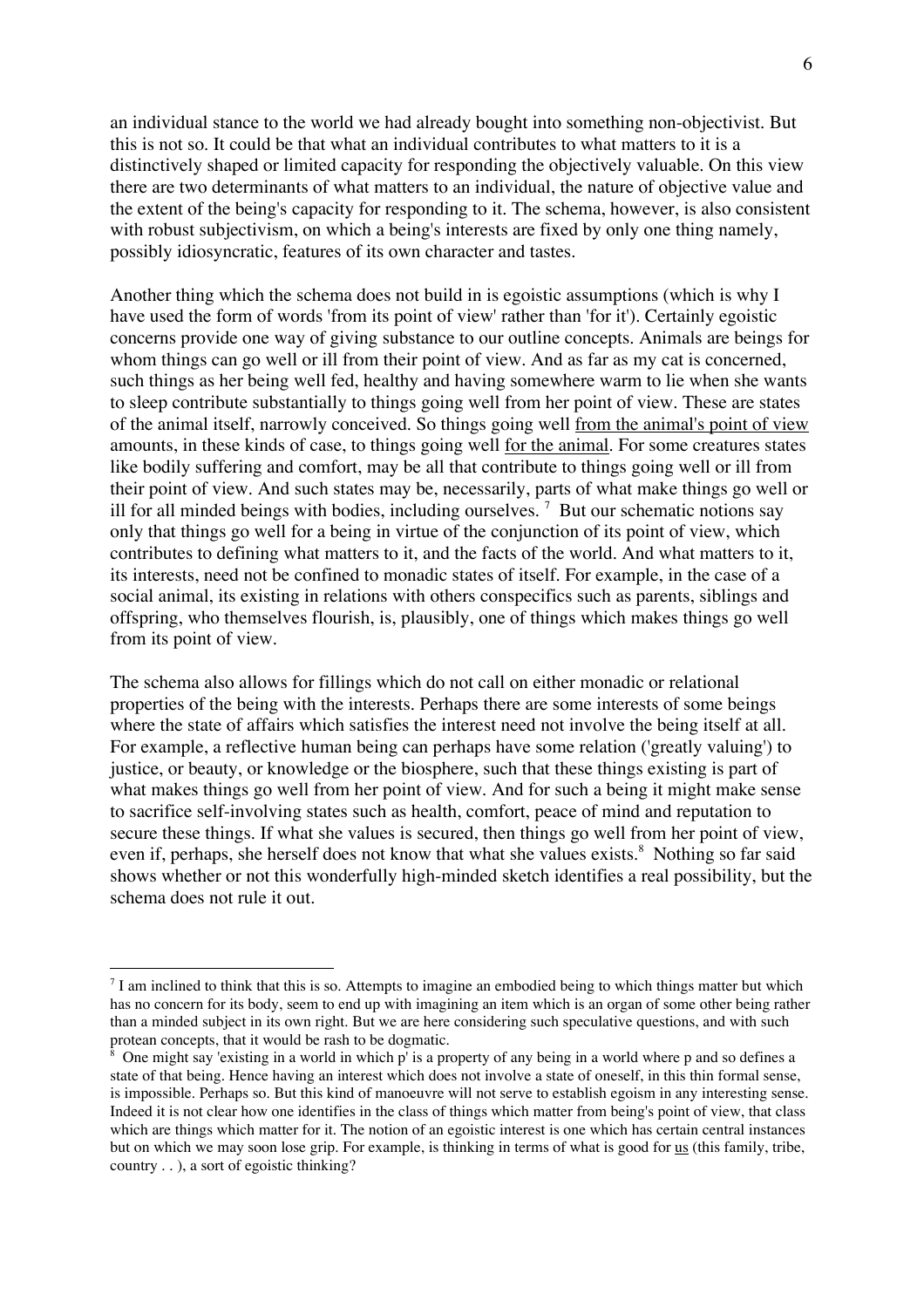an individual stance to the world we had already bought into something non-objectivist. But this is not so. It could be that what an individual contributes to what matters to it is a distinctively shaped or limited capacity for responding the objectively valuable. On this view there are two determinants of what matters to an individual, the nature of objective value and the extent of the being's capacity for responding to it. The schema, however, is also consistent with robust subjectivism, on which a being's interests are fixed by only one thing namely, possibly idiosyncratic, features of its own character and tastes.

Another thing which the schema does not build in is egoistic assumptions (which is why I have used the form of words 'from its point of view' rather than 'for it'). Certainly egoistic concerns provide one way of giving substance to our outline concepts. Animals are beings for whom things can go well or ill from their point of view. And as far as my cat is concerned, such things as her being well fed, healthy and having somewhere warm to lie when she wants to sleep contribute substantially to things going well from her point of view. These are states of the animal itself, narrowly conceived. So things going well <u>from the animal's point of view</u> amounts, in these kinds of case, to things going well <u>for the animal</u>. For some creatures states like bodily suffering and comfort, may be all that contribute to things going well or ill from their point of view. And such states may be, necessarily, parts of what make things go well or ill for all minded beings with bodies, including ourselves. [7] But our schematic notions say only that things go well for a being in virtue of the conjunction of its point of view, which contributes to defining what matters to it, and the facts of the world. And what matters to it, its interests, need not be confined to monadic states of itself. For example, in the case of a social animal, its existing in relations with others conspecifics such as parents, siblings and offspring, who themselves flourish, is, plausibly, one of things which makes things go well from its point of view.

The schema also allows for fillings which do not call on either monadic or relational properties of the being with the interests. Perhaps there are some interests of some beings where the state of affairs which satisfies the interest need not involve the being itself at all. For example, a reflective human being can perhaps have some relation ('greatly valuing') to justice, or beauty, or knowledge or the biosphere, such that these things existing is part of what makes things go well from her point of view. And for such a being it might make sense to sacrifice self-involving states such as health, comfort, peace of mind and reputation to secure these things. If what she values is secured, then things go well from her point of view, even if, perhaps, she herself does not know that what she values exists.[8] Nothing so far said shows whether or not this wonderfully high-minded sketch identifies a real possibility, but the schema does not rule it out.

---

[7] I am inclined to think that this is so. Attempts to imagine an embodied being to which things matter but which has no concern for its body, seem to end up with imagining an item which is an organ of some other being rather than a minded subject in its own right. But we are here considering such speculative questions, and with such protean concepts, that it would be rash to be dogmatic.

[8] One might say 'existing in a world in which p' is a property of any being in a world where p and so defines a state of that being. Hence having an interest which does not involve a state of oneself, in this thin formal sense, is impossible. Perhaps so. But this kind of manoeuvre will not serve to establish egoism in any interesting sense. Indeed it is not clear how one identifies in the class of things which matter from being's point of view, that class which are things which matter for it. The notion of an egoistic interest is one which has certain central instances but on which we may soon lose grip. For example, is thinking in terms of what is good for <u>us</u> (this family, tribe, country . . ), a sort of egoistic thinking?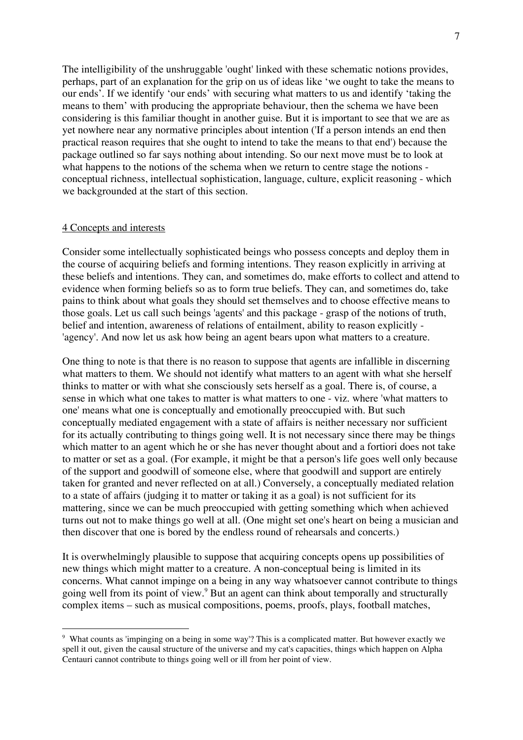The intelligibility of the unshruggable 'ought' linked with these schematic notions provides, perhaps, part of an explanation for the grip on us of ideas like 'we ought to take the means to our ends'. If we identify 'our ends' with securing what matters to us and identify 'taking the means to them' with producing the appropriate behaviour, then the schema we have been considering is this familiar thought in another guise. But it is important to see that we are as yet nowhere near any normative principles about intention ('If a person intends an end then practical reason requires that she ought to intend to take the means to that end') because the package outlined so far says nothing about intending. So our next move must be to look at what happens to the notions of the schema when we return to centre stage the notions - conceptual richness, intellectual sophistication, language, culture, explicit reasoning - which we backgrounded at the start of this section.

## 4 Concepts and interests

Consider some intellectually sophisticated beings who possess concepts and deploy them in the course of acquiring beliefs and forming intentions. They reason explicitly in arriving at these beliefs and intentions. They can, and sometimes do, make efforts to collect and attend to evidence when forming beliefs so as to form true beliefs. They can, and sometimes do, take pains to think about what goals they should set themselves and to choose effective means to those goals. Let us call such beings 'agents' and this package - grasp of the notions of truth, belief and intention, awareness of relations of entailment, ability to reason explicitly - 'agency'. And now let us ask how being an agent bears upon what matters to a creature.

One thing to note is that there is no reason to suppose that agents are infallible in discerning what matters to them. We should not identify what matters to an agent with what she herself thinks to matter or with what she consciously sets herself as a goal. There is, of course, a sense in which what one takes to matter is what matters to one - viz. where 'what matters to one' means what one is conceptually and emotionally preoccupied with. But such conceptually mediated engagement with a state of affairs is neither necessary nor sufficient for its actually contributing to things going well. It is not necessary since there may be things which matter to an agent which he or she has never thought about and a fortiori does not take to matter or set as a goal. (For example, it might be that a person's life goes well only because of the support and goodwill of someone else, where that goodwill and support are entirely taken for granted and never reflected on at all.) Conversely, a conceptually mediated relation to a state of affairs (judging it to matter or taking it as a goal) is not sufficient for its mattering, since we can be much preoccupied with getting something which when achieved turns out not to make things go well at all. (One might set one's heart on being a musician and then discover that one is bored by the endless round of rehearsals and concerts.)

It is overwhelmingly plausible to suppose that acquiring concepts opens up possibilities of new things which might matter to a creature. A non-conceptual being is limited in its concerns. What cannot impinge on a being in any way whatsoever cannot contribute to things going well from its point of view.[9] But an agent can think about temporally and structurally complex items – such as musical compositions, poems, proofs, plays, football matches,

[9] What counts as 'impinging on a being in some way'? This is a complicated matter. But however exactly we spell it out, given the causal structure of the universe and my cat's capacities, things which happen on Alpha Centauri cannot contribute to things going well or ill from her point of view.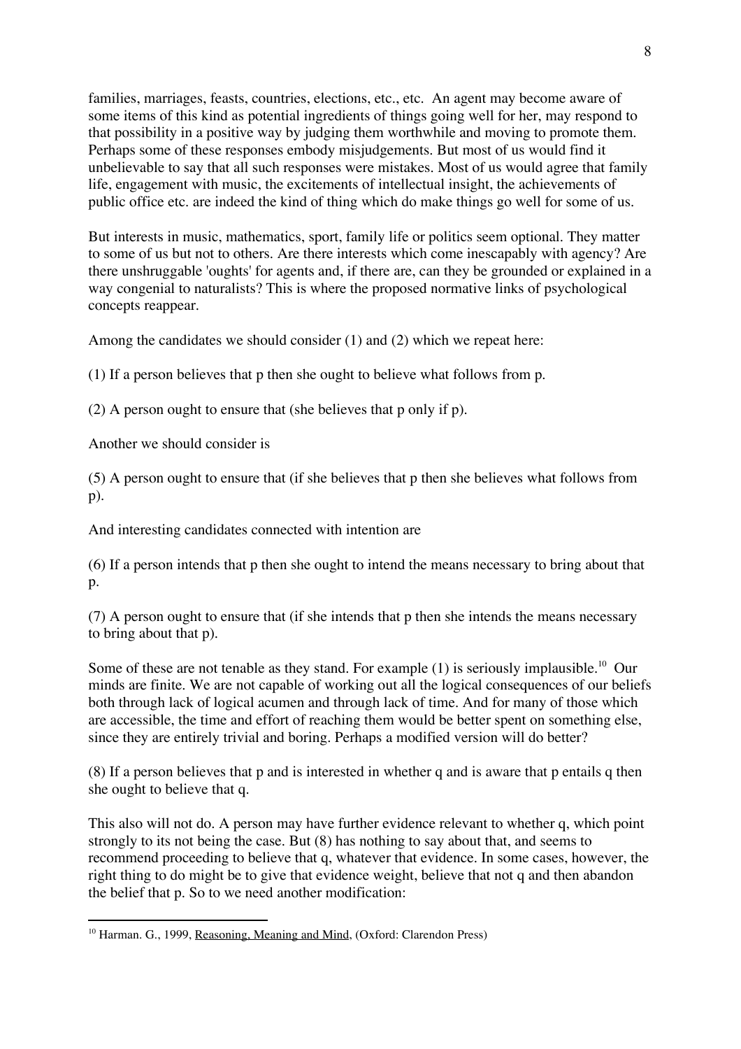families, marriages, feasts, countries, elections, etc., etc. An agent may become aware of some items of this kind as potential ingredients of things going well for her, may respond to that possibility in a positive way by judging them worthwhile and moving to promote them. Perhaps some of these responses embody misjudgements. But most of us would find it unbelievable to say that all such responses were mistakes. Most of us would agree that family life, engagement with music, the excitements of intellectual insight, the achievements of public office etc. are indeed the kind of thing which do make things go well for some of us.

But interests in music, mathematics, sport, family life or politics seem optional. They matter to some of us but not to others. Are there interests which come inescapably with agency? Are there unshruggable 'oughts' for agents and, if there are, can they be grounded or explained in a way congenial to naturalists? This is where the proposed normative links of psychological concepts reappear.

Among the candidates we should consider (1) and (2) which we repeat here:

(1) If a person believes that p then she ought to believe what follows from p.

(2) A person ought to ensure that (she believes that p only if p).

Another we should consider is

(5) A person ought to ensure that (if she believes that p then she believes what follows from p).

And interesting candidates connected with intention are

(6) If a person intends that p then she ought to intend the means necessary to bring about that p.

(7) A person ought to ensure that (if she intends that p then she intends the means necessary to bring about that p).

Some of these are not tenable as they stand. For example (1) is seriously implausible.[10] Our minds are finite. We are not capable of working out all the logical consequences of our beliefs both through lack of logical acumen and through lack of time. And for many of those which are accessible, the time and effort of reaching them would be better spent on something else, since they are entirely trivial and boring. Perhaps a modified version will do better?

(8) If a person believes that p and is interested in whether q and is aware that p entails q then she ought to believe that q.

This also will not do. A person may have further evidence relevant to whether q, which point strongly to its not being the case. But (8) has nothing to say about that, and seems to recommend proceeding to believe that q, whatever that evidence. In some cases, however, the right thing to do might be to give that evidence weight, believe that not q and then abandon the belief that p. So to we need another modification:

---

[10] Harman. G., 1999, Reasoning, Meaning and Mind, (Oxford: Clarendon Press)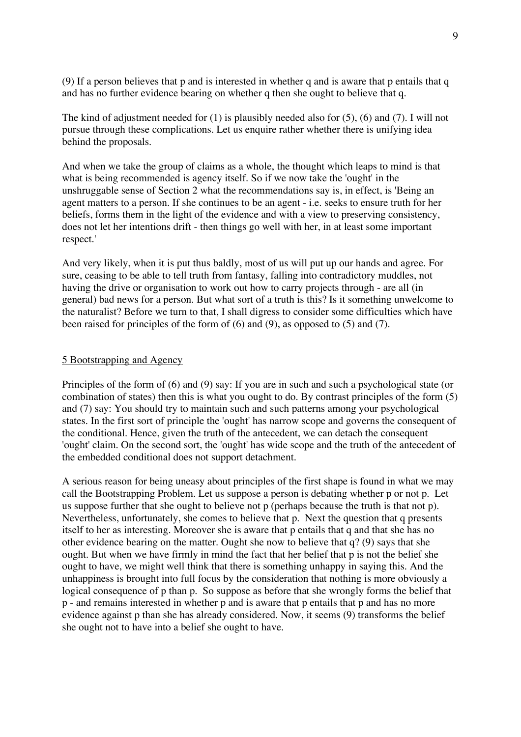(9) If a person believes that p and is interested in whether q and is aware that p entails that q and has no further evidence bearing on whether q then she ought to believe that q.

The kind of adjustment needed for (1) is plausibly needed also for (5), (6) and (7). I will not pursue through these complications. Let us enquire rather whether there is unifying idea behind the proposals.

And when we take the group of claims as a whole, the thought which leaps to mind is that what is being recommended is agency itself. So if we now take the 'ought' in the unshruggable sense of Section 2 what the recommendations say is, in effect, is 'Being an agent matters to a person. If she continues to be an agent - i.e. seeks to ensure truth for her beliefs, forms them in the light of the evidence and with a view to preserving consistency, does not let her intentions drift - then things go well with her, in at least some important respect.'

And very likely, when it is put thus baldly, most of us will put up our hands and agree. For sure, ceasing to be able to tell truth from fantasy, falling into contradictory muddles, not having the drive or organisation to work out how to carry projects through - are all (in general) bad news for a person. But what sort of a truth is this? Is it something unwelcome to the naturalist? Before we turn to that, I shall digress to consider some difficulties which have been raised for principles of the form of (6) and (9), as opposed to (5) and (7).

## 5 Bootstrapping and Agency

Principles of the form of (6) and (9) say: If you are in such and such a psychological state (or combination of states) then this is what you ought to do. By contrast principles of the form (5) and (7) say: You should try to maintain such and such patterns among your psychological states. In the first sort of principle the 'ought' has narrow scope and governs the consequent of the conditional. Hence, given the truth of the antecedent, we can detach the consequent 'ought' claim. On the second sort, the 'ought' has wide scope and the truth of the antecedent of the embedded conditional does not support detachment.

A serious reason for being uneasy about principles of the first shape is found in what we may call the Bootstrapping Problem. Let us suppose a person is debating whether p or not p. Let us suppose further that she ought to believe not p (perhaps because the truth is that not p). Nevertheless, unfortunately, she comes to believe that p. Next the question that q presents itself to her as interesting. Moreover she is aware that p entails that q and that she has no other evidence bearing on the matter. Ought she now to believe that q? (9) says that she ought. But when we have firmly in mind the fact that her belief that p is not the belief she ought to have, we might well think that there is something unhappy in saying this. And the unhappiness is brought into full focus by the consideration that nothing is more obviously a logical consequence of p than p. So suppose as before that she wrongly forms the belief that p - and remains interested in whether p and is aware that p entails that p and has no more evidence against p than she has already considered. Now, it seems (9) transforms the belief she ought not to have into a belief she ought to have.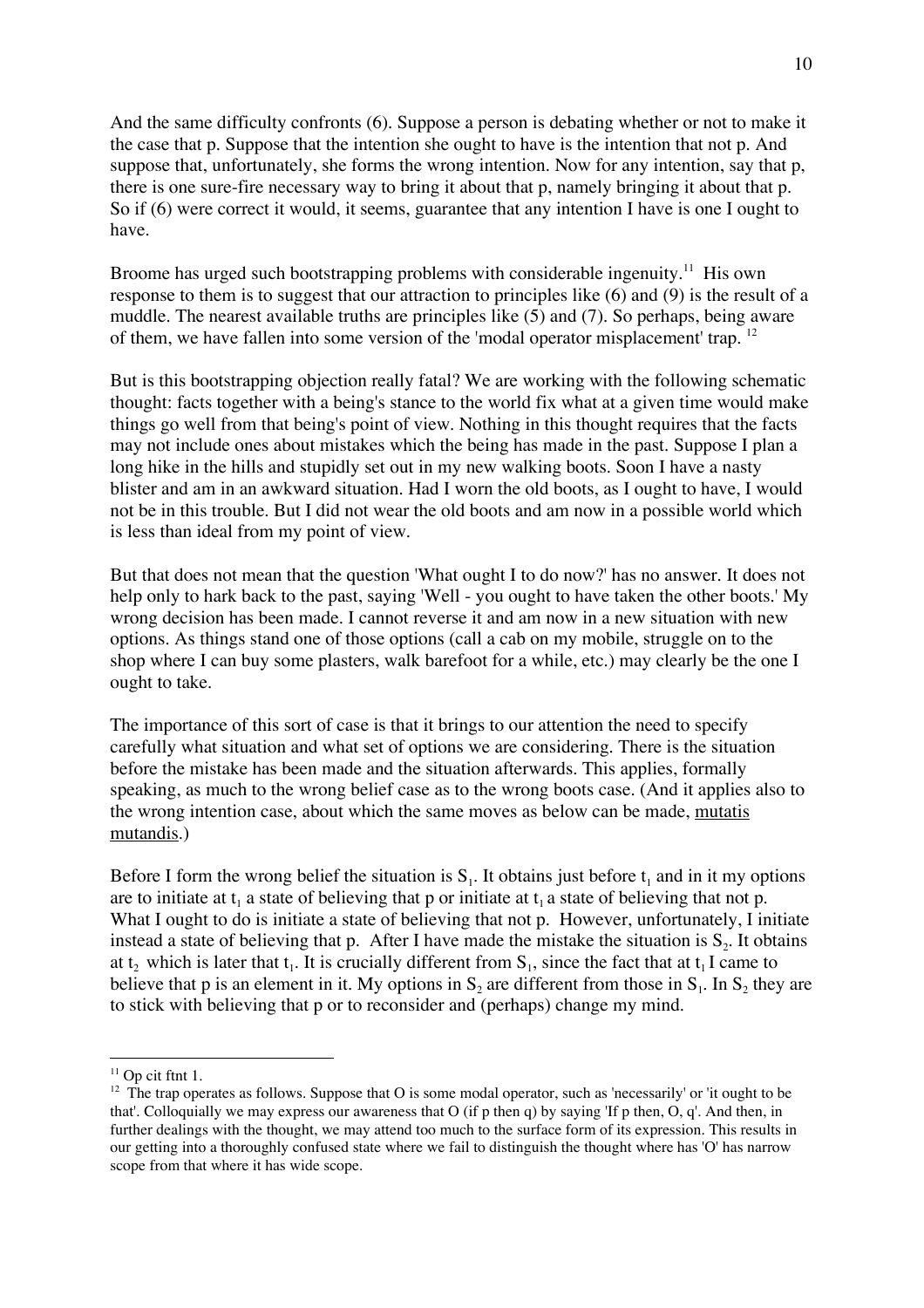And the same difficulty confronts (6). Suppose a person is debating whether or not to make it the case that p. Suppose that the intention she ought to have is the intention that not p. And suppose that, unfortunately, she forms the wrong intention. Now for any intention, say that p, there is one sure-fire necessary way to bring it about that p, namely bringing it about that p. So if (6) were correct it would, it seems, guarantee that any intention I have is one I ought to have.

Broome has urged such bootstrapping problems with considerable ingenuity.[11] His own response to them is to suggest that our attraction to principles like (6) and (9) is the result of a muddle. The nearest available truths are principles like (5) and (7). So perhaps, being aware of them, we have fallen into some version of the 'modal operator misplacement' trap. [12]

But is this bootstrapping objection really fatal? We are working with the following schematic thought: facts together with a being's stance to the world fix what at a given time would make things go well from that being's point of view. Nothing in this thought requires that the facts may not include ones about mistakes which the being has made in the past. Suppose I plan a long hike in the hills and stupidly set out in my new walking boots. Soon I have a nasty blister and am in an awkward situation. Had I worn the old boots, as I ought to have, I would not be in this trouble. But I did not wear the old boots and am now in a possible world which is less than ideal from my point of view.

But that does not mean that the question 'What ought I to do now?' has no answer. It does not help only to hark back to the past, saying 'Well - you ought to have taken the other boots.' My wrong decision has been made. I cannot reverse it and am now in a new situation with new options. As things stand one of those options (call a cab on my mobile, struggle on to the shop where I can buy some plasters, walk barefoot for a while, etc.) may clearly be the one I ought to take.

The importance of this sort of case is that it brings to our attention the need to specify carefully what situation and what set of options we are considering. There is the situation before the mistake has been made and the situation afterwards. This applies, formally speaking, as much to the wrong belief case as to the wrong boots case. (And it applies also to the wrong intention case, about which the same moves as below can be made, mutatis mutandis.)

Before I form the wrong belief the situation is $S_1$. It obtains just before $t_1$ and in it my options are to initiate at $t_1$ a state of believing that p or initiate at $t_1$ a state of believing that not p. What I ought to do is initiate a state of believing that not p. However, unfortunately, I initiate instead a state of believing that p. After I have made the mistake the situation is $S_2$. It obtains at $t_2$ which is later that $t_1$. It is crucially different from $S_1$, since the fact that at $t_1$ I came to believe that p is an element in it. My options in $S_2$ are different from those in $S_1$. In $S_2$ they are to stick with believing that p or to reconsider and (perhaps) change my mind.

---

[11] Op cit ftnt 1.

[12] The trap operates as follows. Suppose that O is some modal operator, such as 'necessarily' or 'it ought to be that'. Colloquially we may express our awareness that O (if p then q) by saying 'If p then, O, q'. And then, in further dealings with the thought, we may attend too much to the surface form of its expression. This results in our getting into a thoroughly confused state where we fail to distinguish the thought where has 'O' has narrow scope from that where it has wide scope.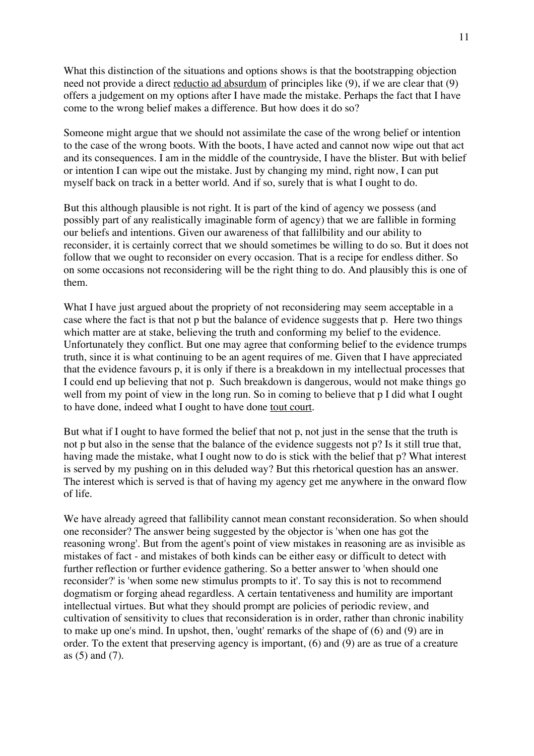What this distinction of the situations and options shows is that the bootstrapping objection need not provide a direct reductio ad absurdum of principles like (9), if we are clear that (9) offers a judgement on my options after I have made the mistake. Perhaps the fact that I have come to the wrong belief makes a difference. But how does it do so?

Someone might argue that we should not assimilate the case of the wrong belief or intention to the case of the wrong boots. With the boots, I have acted and cannot now wipe out that act and its consequences. I am in the middle of the countryside, I have the blister. But with belief or intention I can wipe out the mistake. Just by changing my mind, right now, I can put myself back on track in a better world. And if so, surely that is what I ought to do.

But this although plausible is not right. It is part of the kind of agency we possess (and possibly part of any realistically imaginable form of agency) that we are fallible in forming our beliefs and intentions. Given our awareness of that fallilbility and our ability to reconsider, it is certainly correct that we should sometimes be willing to do so. But it does not follow that we ought to reconsider on every occasion. That is a recipe for endless dither. So on some occasions not reconsidering will be the right thing to do. And plausibly this is one of them.

What I have just argued about the propriety of not reconsidering may seem acceptable in a case where the fact is that not p but the balance of evidence suggests that p. Here two things which matter are at stake, believing the truth and conforming my belief to the evidence. Unfortunately they conflict. But one may agree that conforming belief to the evidence trumps truth, since it is what continuing to be an agent requires of me. Given that I have appreciated that the evidence favours p, it is only if there is a breakdown in my intellectual processes that I could end up believing that not p. Such breakdown is dangerous, would not make things go well from my point of view in the long run. So in coming to believe that p I did what I ought to have done, indeed what I ought to have done tout court.

But what if I ought to have formed the belief that not p, not just in the sense that the truth is not p but also in the sense that the balance of the evidence suggests not p? Is it still true that, having made the mistake, what I ought now to do is stick with the belief that p? What interest is served by my pushing on in this deluded way? But this rhetorical question has an answer. The interest which is served is that of having my agency get me anywhere in the onward flow of life.

We have already agreed that fallibility cannot mean constant reconsideration. So when should one reconsider? The answer being suggested by the objector is 'when one has got the reasoning wrong'. But from the agent's point of view mistakes in reasoning are as invisible as mistakes of fact - and mistakes of both kinds can be either easy or difficult to detect with further reflection or further evidence gathering. So a better answer to 'when should one reconsider?' is 'when some new stimulus prompts to it'. To say this is not to recommend dogmatism or forging ahead regardless. A certain tentativeness and humility are important intellectual virtues. But what they should prompt are policies of periodic review, and cultivation of sensitivity to clues that reconsideration is in order, rather than chronic inability to make up one's mind. In upshot, then, 'ought' remarks of the shape of (6) and (9) are in order. To the extent that preserving agency is important, (6) and (9) are as true of a creature as (5) and (7).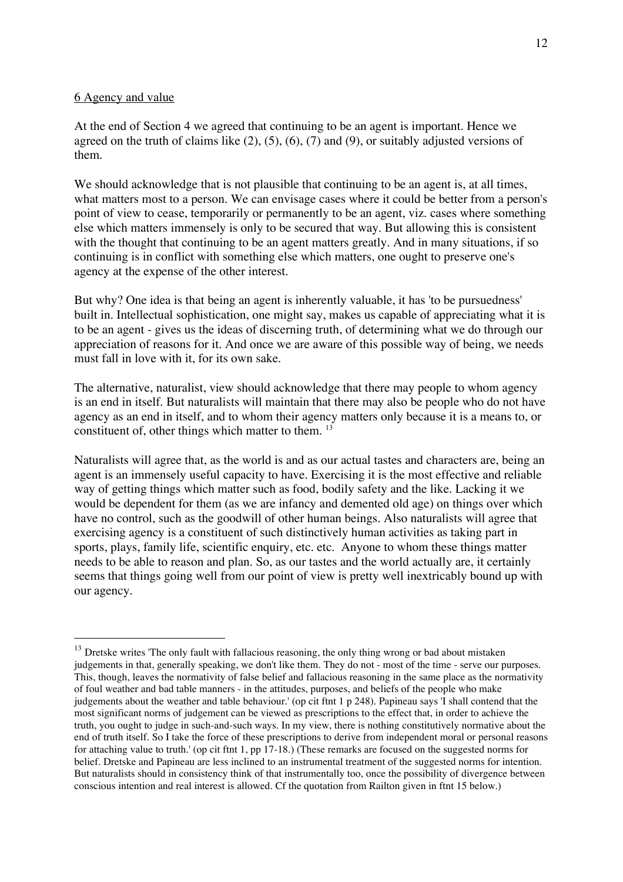6 Agency and value

At the end of Section 4 we agreed that continuing to be an agent is important. Hence we agreed on the truth of claims like (2), (5), (6), (7) and (9), or suitably adjusted versions of them.

We should acknowledge that is not plausible that continuing to be an agent is, at all times, what matters most to a person. We can envisage cases where it could be better from a person's point of view to cease, temporarily or permanently to be an agent, viz. cases where something else which matters immensely is only to be secured that way. But allowing this is consistent with the thought that continuing to be an agent matters greatly. And in many situations, if so continuing is in conflict with something else which matters, one ought to preserve one's agency at the expense of the other interest.

But why? One idea is that being an agent is inherently valuable, it has 'to be pursuedness' built in. Intellectual sophistication, one might say, makes us capable of appreciating what it is to be an agent - gives us the ideas of discerning truth, of determining what we do through our appreciation of reasons for it. And once we are aware of this possible way of being, we needs must fall in love with it, for its own sake.

The alternative, naturalist, view should acknowledge that there may people to whom agency is an end in itself. But naturalists will maintain that there may also be people who do not have agency as an end in itself, and to whom their agency matters only because it is a means to, or constituent of, other things which matter to them. [13]

Naturalists will agree that, as the world is and as our actual tastes and characters are, being an agent is an immensely useful capacity to have. Exercising it is the most effective and reliable way of getting things which matter such as food, bodily safety and the like. Lacking it we would be dependent for them (as we are infancy and demented old age) on things over which have no control, such as the goodwill of other human beings. Also naturalists will agree that exercising agency is a constituent of such distinctively human activities as taking part in sports, plays, family life, scientific enquiry, etc. etc. Anyone to whom these things matter needs to be able to reason and plan. So, as our tastes and the world actually are, it certainly seems that things going well from our point of view is pretty well inextricably bound up with our agency.

---

[13] Dretske writes 'The only fault with fallacious reasoning, the only thing wrong or bad about mistaken judgements in that, generally speaking, we don't like them. They do not - most of the time - serve our purposes. This, though, leaves the normativity of false belief and fallacious reasoning in the same place as the normativity of foul weather and bad table manners - in the attitudes, purposes, and beliefs of the people who make judgements about the weather and table behaviour.' (op cit ftnt 1 p 248). Papineau says 'I shall contend that the most significant norms of judgement can be viewed as prescriptions to the effect that, in order to achieve the truth, you ought to judge in such-and-such ways. In my view, there is nothing constitutively normative about the end of truth itself. So I take the force of these prescriptions to derive from independent moral or personal reasons for attaching value to truth.' (op cit ftnt 1, pp 17-18.) (These remarks are focused on the suggested norms for belief. Dretske and Papineau are less inclined to an instrumental treatment of the suggested norms for intention. But naturalists should in consistency think of that instrumentally too, once the possibility of divergence between conscious intention and real interest is allowed. Cf the quotation from Railton given in ftnt 15 below.)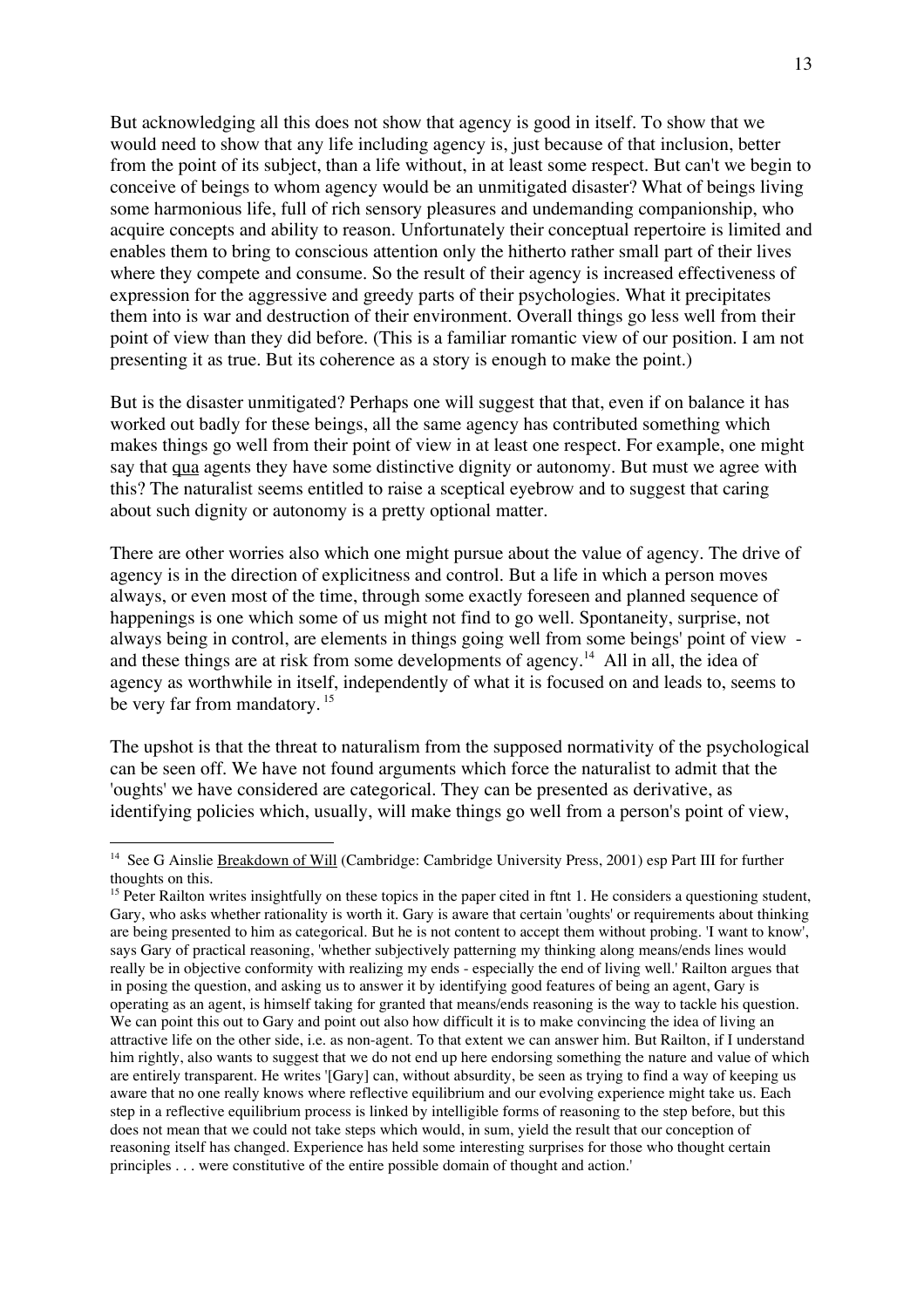But acknowledging all this does not show that agency is good in itself. To show that we would need to show that any life including agency is, just because of that inclusion, better from the point of its subject, than a life without, in at least some respect. But can't we begin to conceive of beings to whom agency would be an unmitigated disaster? What of beings living some harmonious life, full of rich sensory pleasures and undemanding companionship, who acquire concepts and ability to reason. Unfortunately their conceptual repertoire is limited and enables them to bring to conscious attention only the hitherto rather small part of their lives where they compete and consume. So the result of their agency is increased effectiveness of expression for the aggressive and greedy parts of their psychologies. What it precipitates them into is war and destruction of their environment. Overall things go less well from their point of view than they did before. (This is a familiar romantic view of our position. I am not presenting it as true. But its coherence as a story is enough to make the point.)

But is the disaster unmitigated? Perhaps one will suggest that that, even if on balance it has worked out badly for these beings, all the same agency has contributed something which makes things go well from their point of view in at least one respect. For example, one might say that qua agents they have some distinctive dignity or autonomy. But must we agree with this? The naturalist seems entitled to raise a sceptical eyebrow and to suggest that caring about such dignity or autonomy is a pretty optional matter.

There are other worries also which one might pursue about the value of agency. The drive of agency is in the direction of explicitness and control. But a life in which a person moves always, or even most of the time, through some exactly foreseen and planned sequence of happenings is one which some of us might not find to go well. Spontaneity, surprise, not always being in control, are elements in things going well from some beings' point of view - and these things are at risk from some developments of agency.[14] All in all, the idea of agency as worthwhile in itself, independently of what it is focused on and leads to, seems to be very far from mandatory.[15]

The upshot is that the threat to naturalism from the supposed normativity of the psychological can be seen off. We have not found arguments which force the naturalist to admit that the 'oughts' we have considered are categorical. They can be presented as derivative, as identifying policies which, usually, will make things go well from a person's point of view,

---

[14] See G Ainslie Breakdown of Will (Cambridge: Cambridge University Press, 2001) esp Part III for further thoughts on this.

[15] Peter Railton writes insightfully on these topics in the paper cited in ftnt 1. He considers a questioning student, Gary, who asks whether rationality is worth it. Gary is aware that certain 'oughts' or requirements about thinking are being presented to him as categorical. But he is not content to accept them without probing. 'I want to know', says Gary of practical reasoning, 'whether subjectively patterning my thinking along means/ends lines would really be in objective conformity with realizing my ends - especially the end of living well.' Railton argues that in posing the question, and asking us to answer it by identifying good features of being an agent, Gary is operating as an agent, is himself taking for granted that means/ends reasoning is the way to tackle his question. We can point this out to Gary and point out also how difficult it is to make convincing the idea of living an attractive life on the other side, i.e. as non-agent. To that extent we can answer him. But Railton, if I understand him rightly, also wants to suggest that we do not end up here endorsing something the nature and value of which are entirely transparent. He writes '[Gary] can, without absurdity, be seen as trying to find a way of keeping us aware that no one really knows where reflective equilibrium and our evolving experience might take us. Each step in a reflective equilibrium process is linked by intelligible forms of reasoning to the step before, but this does not mean that we could not take steps which would, in sum, yield the result that our conception of reasoning itself has changed. Experience has held some interesting surprises for those who thought certain principles . . . were constitutive of the entire possible domain of thought and action.'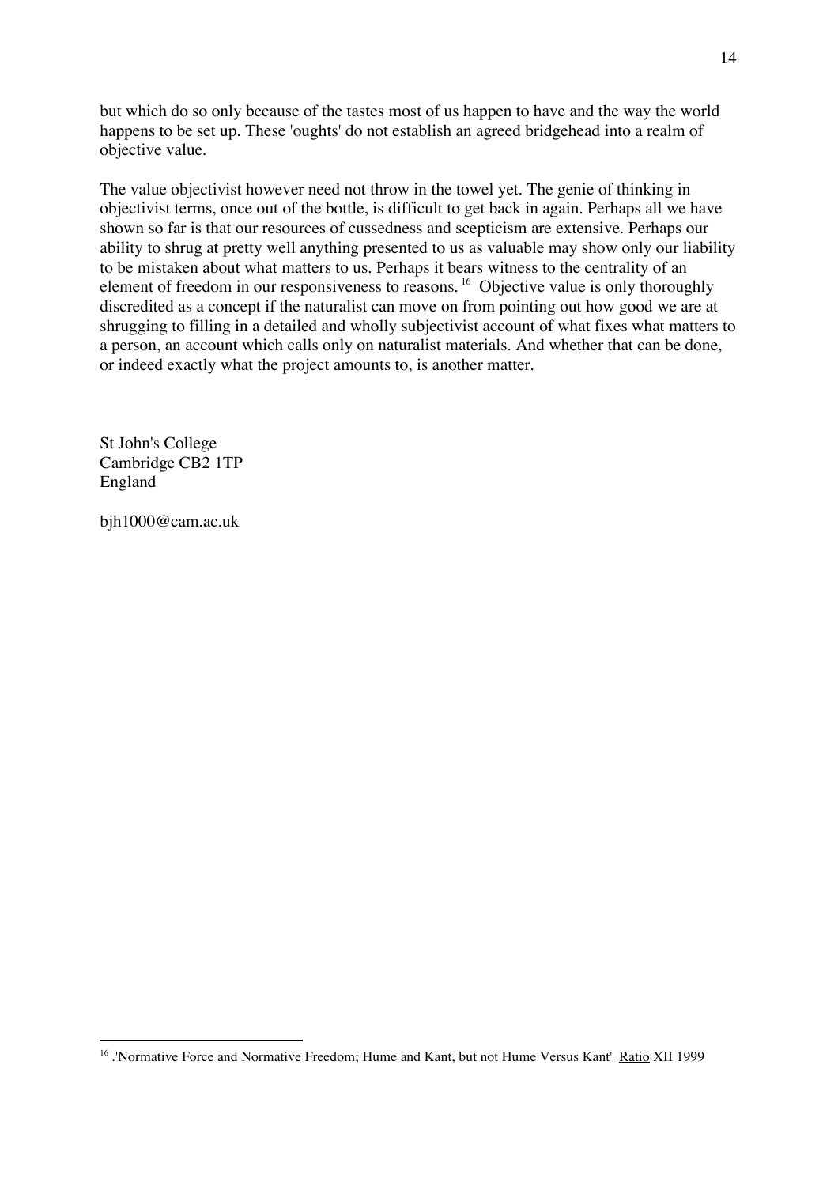but which do so only because of the tastes most of us happen to have and the way the world happens to be set up. These 'oughts' do not establish an agreed bridgehead into a realm of objective value.

The value objectivist however need not throw in the towel yet. The genie of thinking in objectivist terms, once out of the bottle, is difficult to get back in again. Perhaps all we have shown so far is that our resources of cussedness and scepticism are extensive. Perhaps our ability to shrug at pretty well anything presented to us as valuable may show only our liability to be mistaken about what matters to us. Perhaps it bears witness to the centrality of an element of freedom in our responsiveness to reasons.[16] Objective value is only thoroughly discredited as a concept if the naturalist can move on from pointing out how good we are at shrugging to filling in a detailed and wholly subjectivist account of what fixes what matters to a person, an account which calls only on naturalist materials. And whether that can be done, or indeed exactly what the project amounts to, is another matter.

St John's College
Cambridge CB2 1TP
England

bjh1000@cam.ac.uk

---

[16] .'Normative Force and Normative Freedom; Hume and Kant, but not Hume Versus Kant' Ratio XII 1999